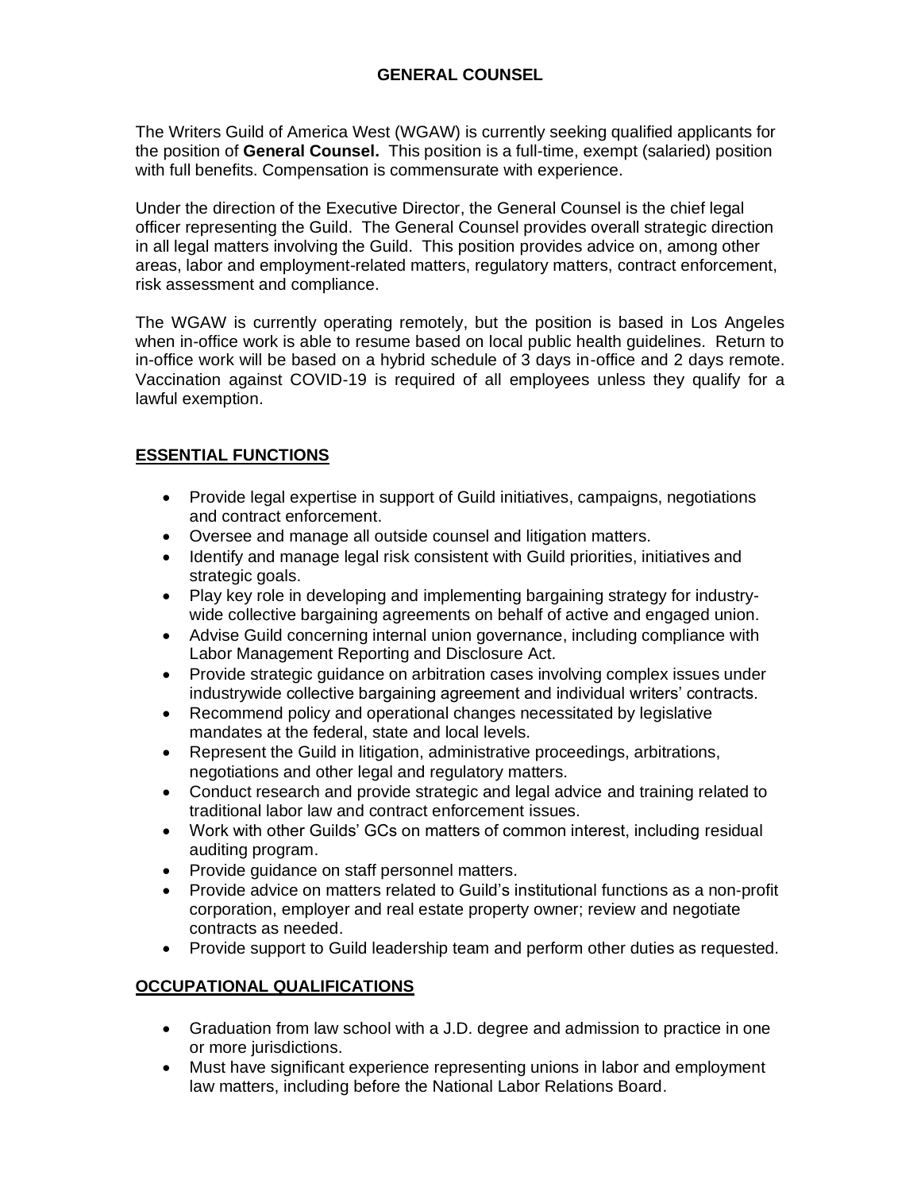# GENERAL COUNSEL

The Writers Guild of America West (WGAW) is currently seeking qualified applicants for the position of **General Counsel.** This position is a full-time, exempt (salaried) position with full benefits. Compensation is commensurate with experience.

Under the direction of the Executive Director, the General Counsel is the chief legal officer representing the Guild. The General Counsel provides overall strategic direction in all legal matters involving the Guild. This position provides advice on, among other areas, labor and employment-related matters, regulatory matters, contract enforcement, risk assessment and compliance.

The WGAW is currently operating remotely, but the position is based in Los Angeles when in-office work is able to resume based on local public health guidelines. Return to in-office work will be based on a hybrid schedule of 3 days in-office and 2 days remote. Vaccination against COVID-19 is required of all employees unless they qualify for a lawful exemption.

## ESSENTIAL FUNCTIONS

- Provide legal expertise in support of Guild initiatives, campaigns, negotiations and contract enforcement.
- Oversee and manage all outside counsel and litigation matters.
- Identify and manage legal risk consistent with Guild priorities, initiatives and strategic goals.
- Play key role in developing and implementing bargaining strategy for industry-wide collective bargaining agreements on behalf of active and engaged union.
- Advise Guild concerning internal union governance, including compliance with Labor Management Reporting and Disclosure Act.
- Provide strategic guidance on arbitration cases involving complex issues under industrywide collective bargaining agreement and individual writers' contracts.
- Recommend policy and operational changes necessitated by legislative mandates at the federal, state and local levels.
- Represent the Guild in litigation, administrative proceedings, arbitrations, negotiations and other legal and regulatory matters.
- Conduct research and provide strategic and legal advice and training related to traditional labor law and contract enforcement issues.
- Work with other Guilds' GCs on matters of common interest, including residual auditing program.
- Provide guidance on staff personnel matters.
- Provide advice on matters related to Guild's institutional functions as a non-profit corporation, employer and real estate property owner; review and negotiate contracts as needed.
- Provide support to Guild leadership team and perform other duties as requested.

## OCCUPATIONAL QUALIFICATIONS

- Graduation from law school with a J.D. degree and admission to practice in one or more jurisdictions.
- Must have significant experience representing unions in labor and employment law matters, including before the National Labor Relations Board.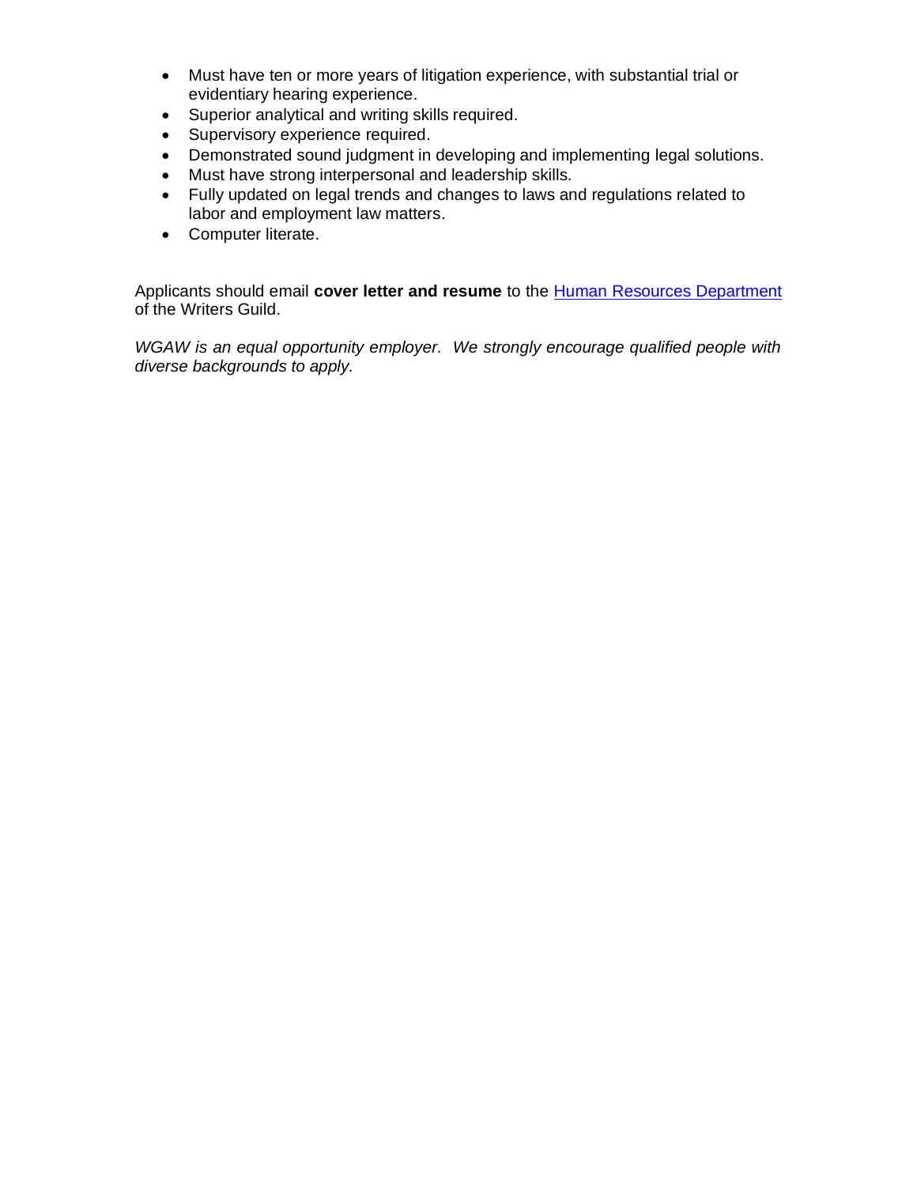- Must have ten or more years of litigation experience, with substantial trial or evidentiary hearing experience.
- Superior analytical and writing skills required.
- Supervisory experience required.
- Demonstrated sound judgment in developing and implementing legal solutions.
- Must have strong interpersonal and leadership skills.
- Fully updated on legal trends and changes to laws and regulations related to labor and employment law matters.
- Computer literate.

Applicants should email **cover letter and resume** to the Human Resources Department of the Writers Guild.

*WGAW is an equal opportunity employer. We strongly encourage qualified people with diverse backgrounds to apply.*